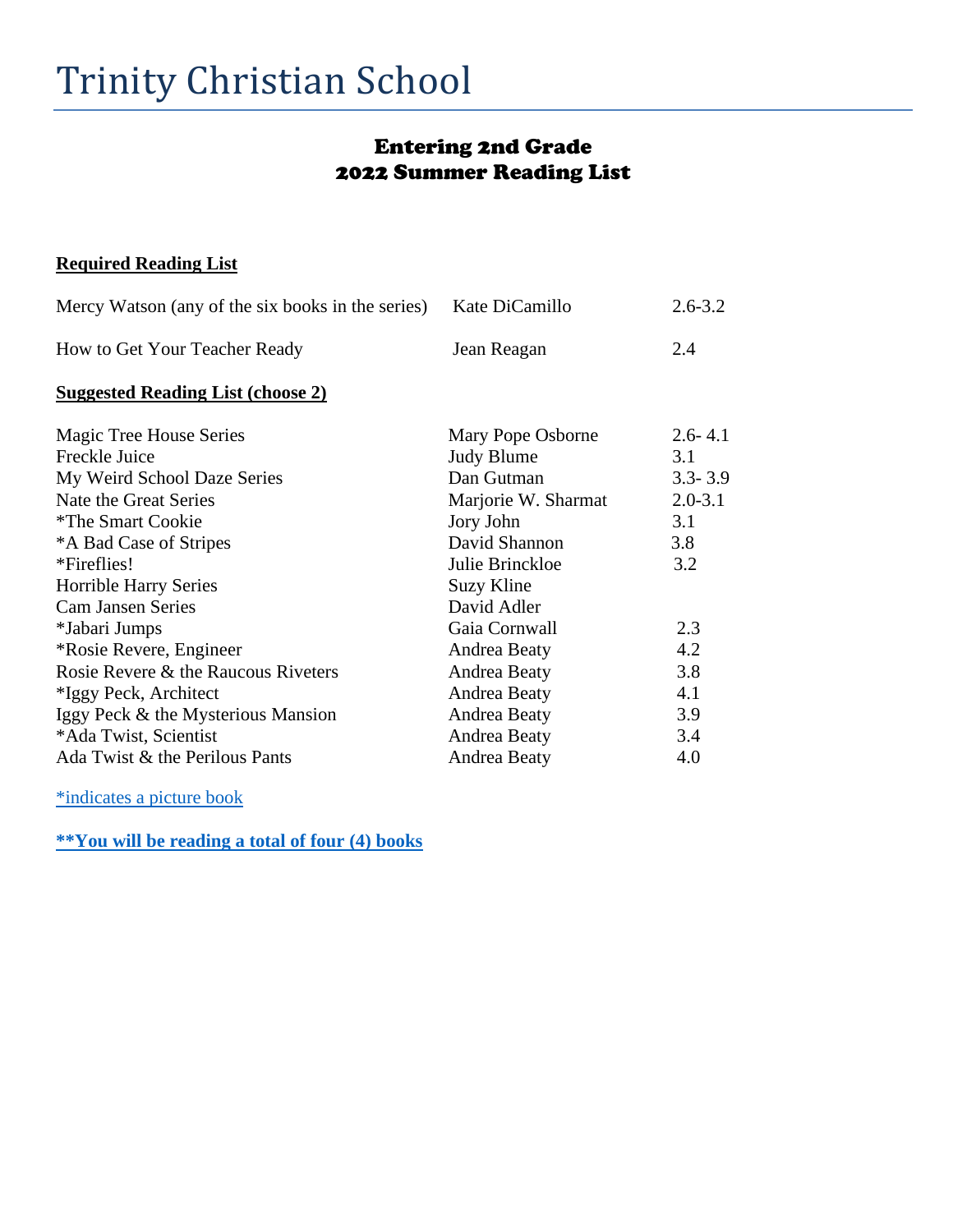# Trinity Christian School

## Entering 2nd Grade
## 2022 Summer Reading List

**Required Reading List**

| | | |
|---|---|---|
| Mercy Watson (any of the six books in the series) | Kate DiCamillo | 2.6-3.2 |
| How to Get Your Teacher Ready | Jean Reagan | 2.4 |

**Suggested Reading List (choose 2)**

| | | |
|---|---|---|
| Magic Tree House Series | Mary Pope Osborne | 2.6- 4.1 |
| Freckle Juice | Judy Blume | 3.1 |
| My Weird School Daze Series | Dan Gutman | 3.3- 3.9 |
| Nate the Great Series | Marjorie W. Sharmat | 2.0-3.1 |
| *The Smart Cookie | Jory John | 3.1 |
| *A Bad Case of Stripes | David Shannon | 3.8 |
| *Fireflies! | Julie Brinckloe | 3.2 |
| Horrible Harry Series | Suzy Kline | |
| Cam Jansen Series | David Adler | |
| *Jabari Jumps | Gaia Cornwall | 2.3 |
| *Rosie Revere, Engineer | Andrea Beaty | 4.2 |
| Rosie Revere & the Raucous Riveters | Andrea Beaty | 3.8 |
| *Iggy Peck, Architect | Andrea Beaty | 4.1 |
| Iggy Peck & the Mysterious Mansion | Andrea Beaty | 3.9 |
| *Ada Twist, Scientist | Andrea Beaty | 3.4 |
| Ada Twist & the Perilous Pants | Andrea Beaty | 4.0 |

*indicates a picture book

**\*\*You will be reading a total of four (4) books**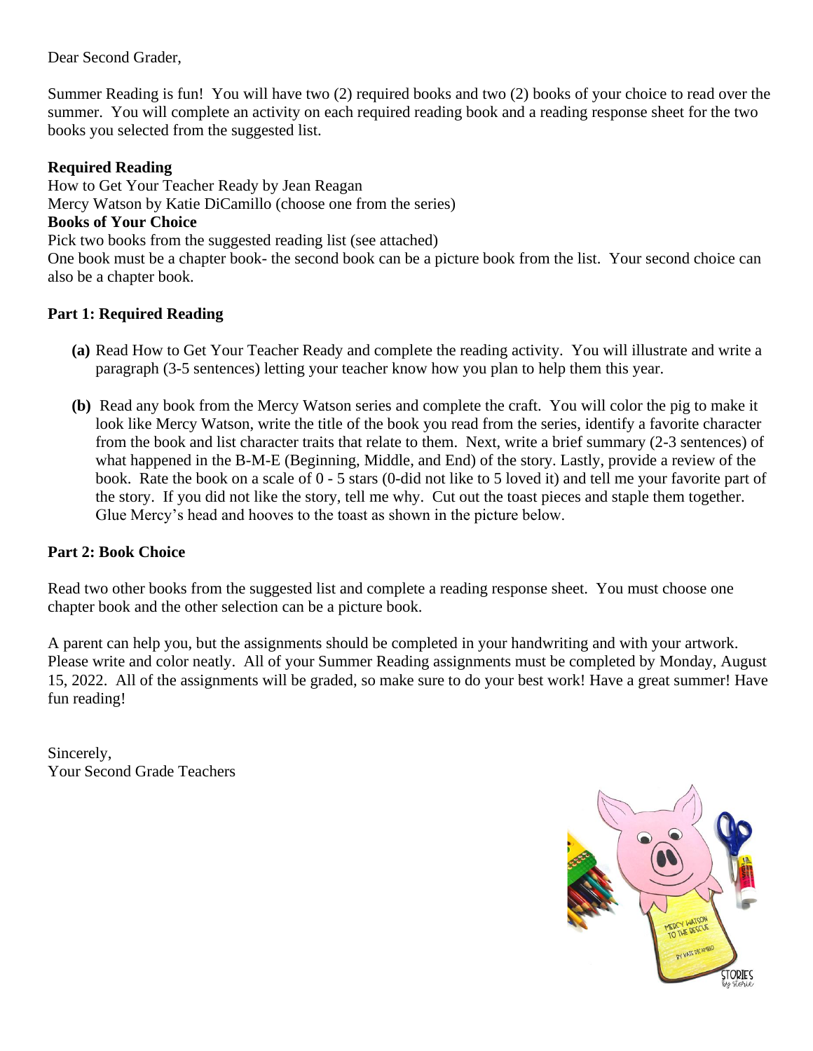Dear Second Grader,

Summer Reading is fun! You will have two (2) required books and two (2) books of your choice to read over the summer. You will complete an activity on each required reading book and a reading response sheet for the two books you selected from the suggested list.

**Required Reading**
How to Get Your Teacher Ready by Jean Reagan
Mercy Watson by Katie DiCamillo (choose one from the series)
**Books of Your Choice**
Pick two books from the suggested reading list (see attached)
One book must be a chapter book- the second book can be a picture book from the list. Your second choice can also be a chapter book.

**Part 1: Required Reading**

- **(a)** Read How to Get Your Teacher Ready and complete the reading activity. You will illustrate and write a paragraph (3-5 sentences) letting your teacher know how you plan to help them this year.

- **(b)** Read any book from the Mercy Watson series and complete the craft. You will color the pig to make it look like Mercy Watson, write the title of the book you read from the series, identify a favorite character from the book and list character traits that relate to them. Next, write a brief summary (2-3 sentences) of what happened in the B-M-E (Beginning, Middle, and End) of the story. Lastly, provide a review of the book. Rate the book on a scale of 0 - 5 stars (0-did not like to 5 loved it) and tell me your favorite part of the story. If you did not like the story, tell me why. Cut out the toast pieces and staple them together. Glue Mercy's head and hooves to the toast as shown in the picture below.

**Part 2: Book Choice**

Read two other books from the suggested list and complete a reading response sheet. You must choose one chapter book and the other selection can be a picture book.

A parent can help you, but the assignments should be completed in your handwriting and with your artwork. Please write and color neatly. All of your Summer Reading assignments must be completed by Monday, August 15, 2022. All of the assignments will be graded, so make sure to do your best work! Have a great summer! Have fun reading!

Sincerely,
Your Second Grade Teachers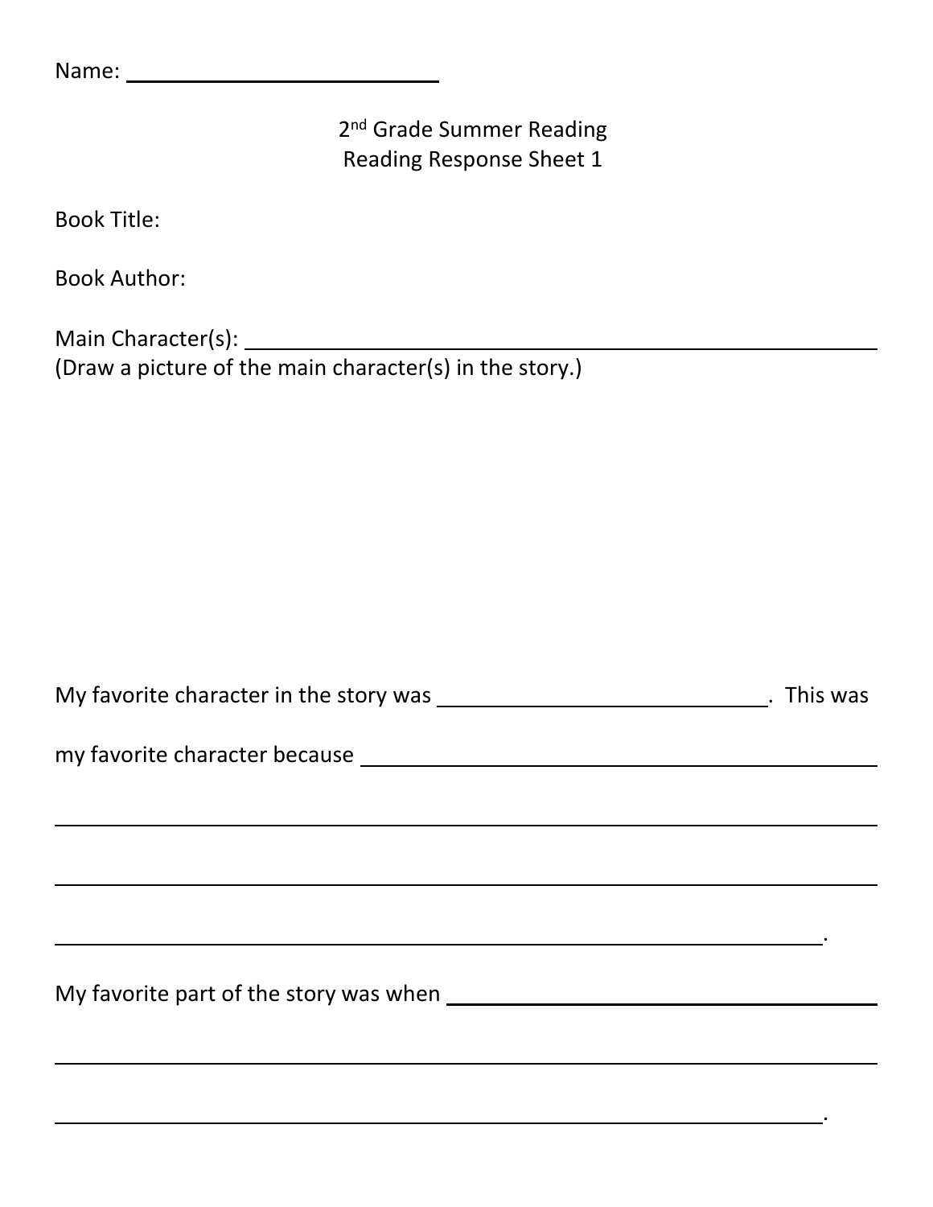Name: ____________________________

2nd Grade Summer Reading
Reading Response Sheet 1

Book Title:

Book Author:

Main Character(s): ______________________________________________________
(Draw a picture of the main character(s) in the story.)

My favorite character in the story was ______________________________. This was

my favorite character because ____________________________________________

______________________________________________________________________

______________________________________________________________________

__________________________________________________________________.

My favorite part of the story was when ______________________________________

______________________________________________________________________

__________________________________________________________________.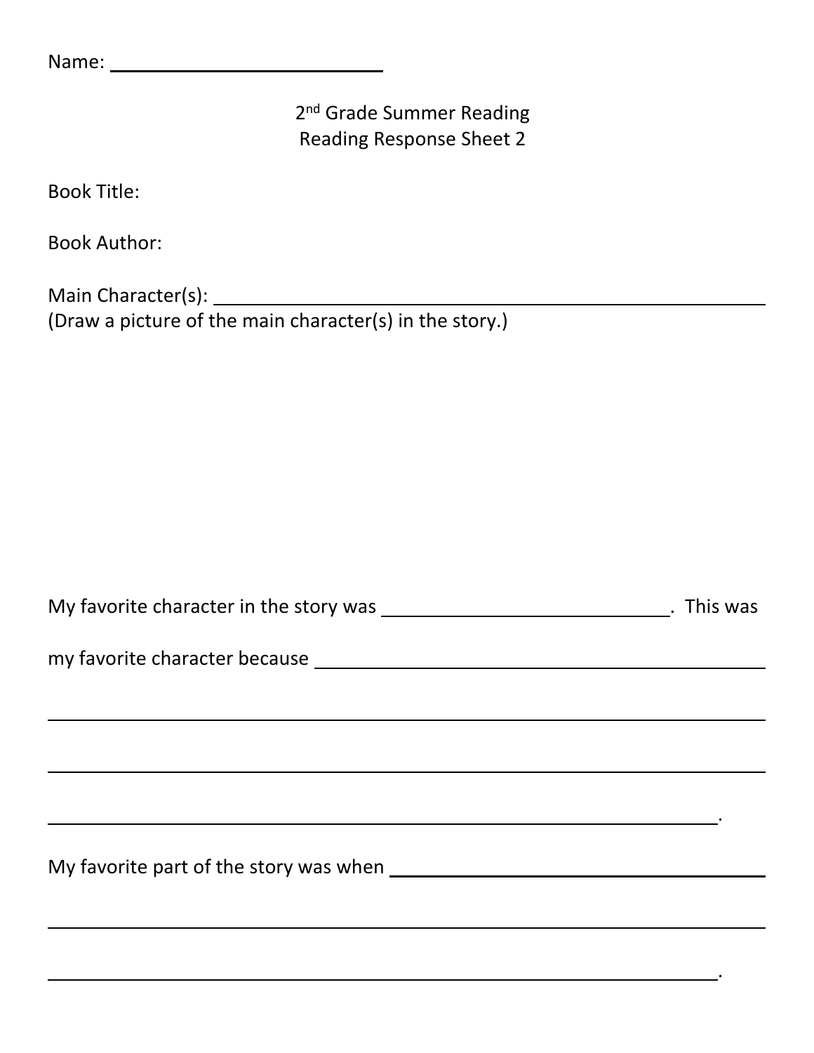Name: ____________________________

2nd Grade Summer Reading
Reading Response Sheet 2

Book Title:

Book Author:

Main Character(s): ____________________________________________________
(Draw a picture of the main character(s) in the story.)

My favorite character in the story was ______________________________. This was

my favorite character because ________________________________________

______________________________________________________________________

______________________________________________________________________

__________________________________________________________________.

My favorite part of the story was when ______________________________

______________________________________________________________________

__________________________________________________________________.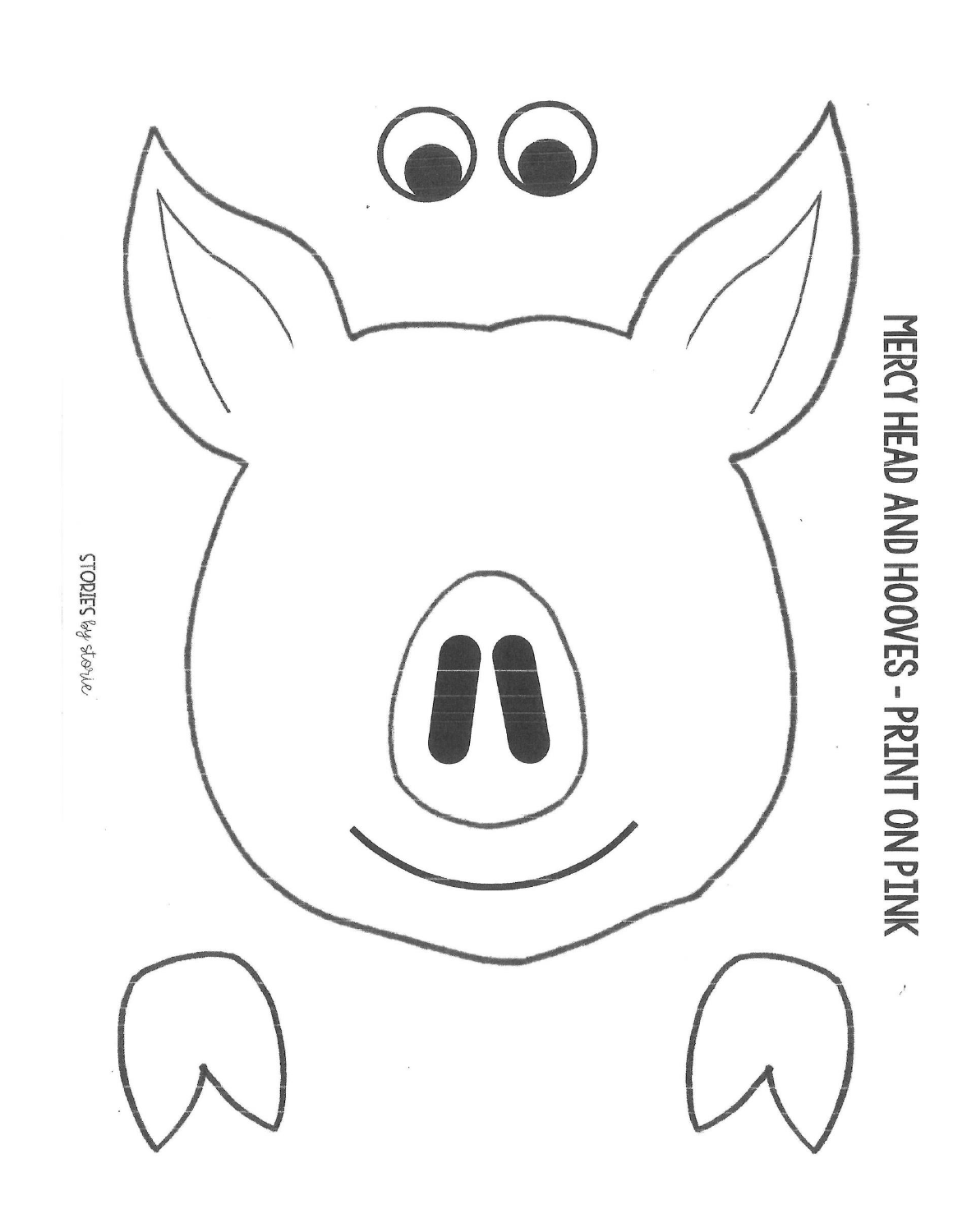MERCY HEAD AND HOOVES - PRINT ON PINK

STORIES by storie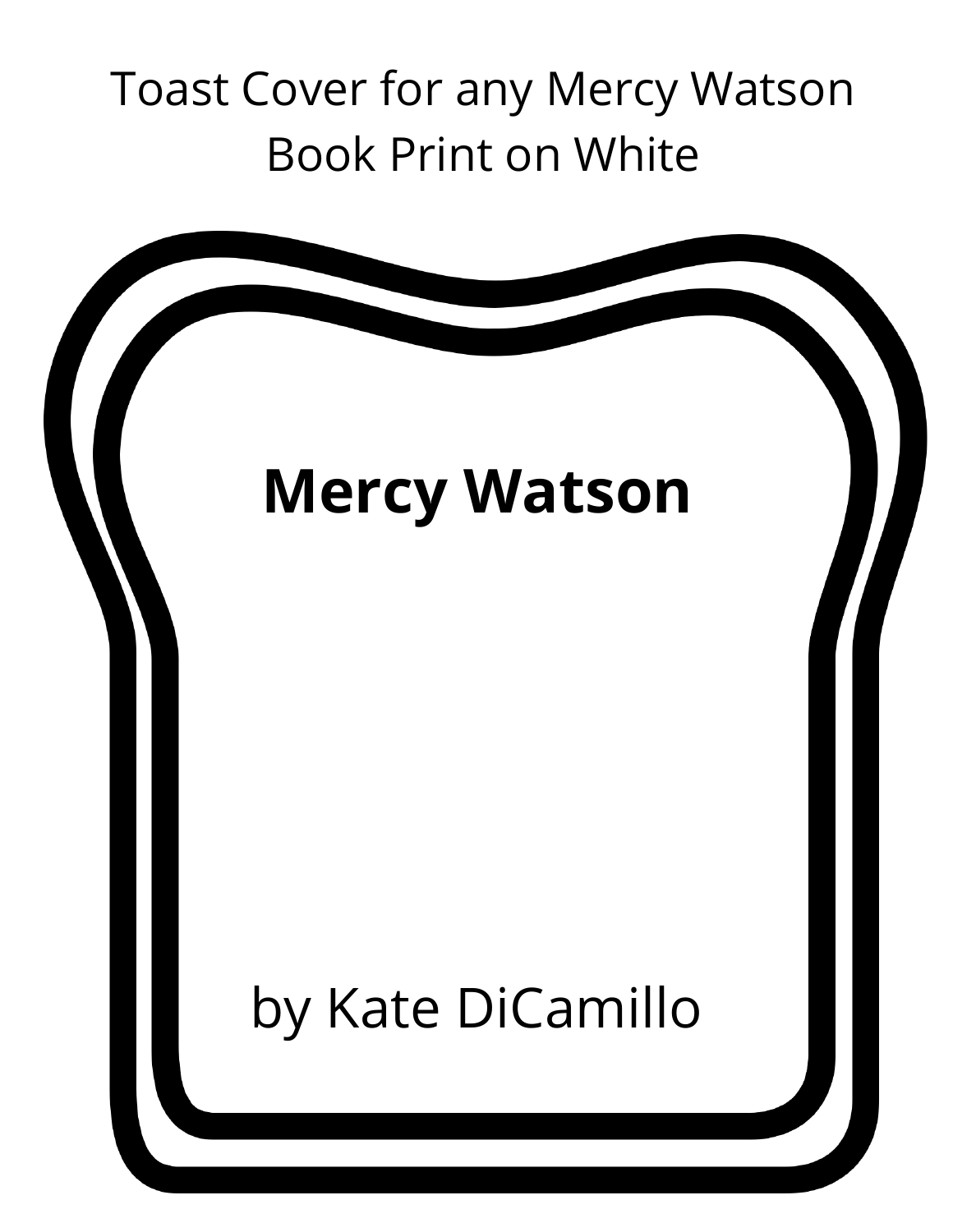Toast Cover for any Mercy Watson Book Print on White

**Mercy Watson**

by Kate DiCamillo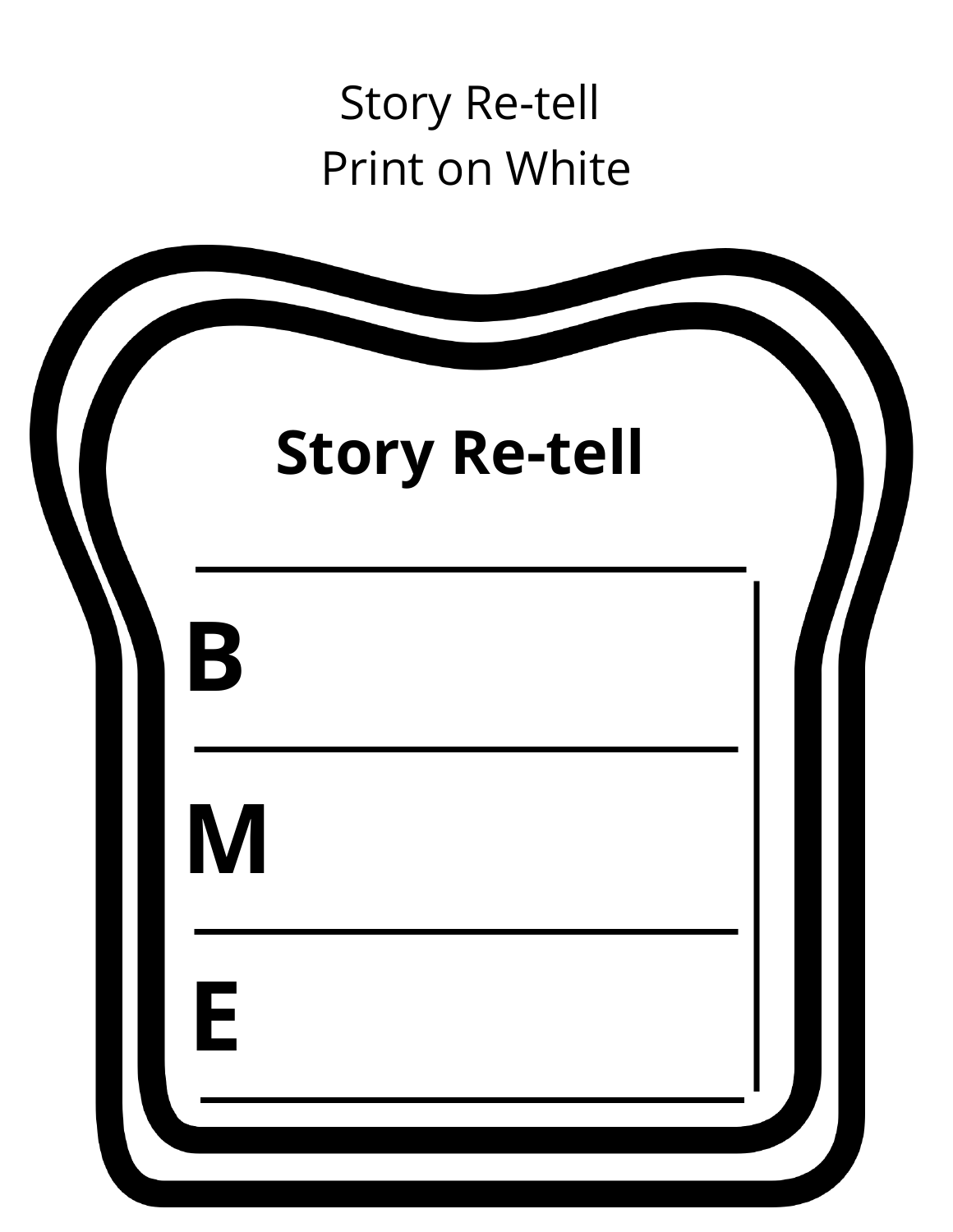Story Re-tell
Print on White

## Story Re-tell

**B**

**M**

**E**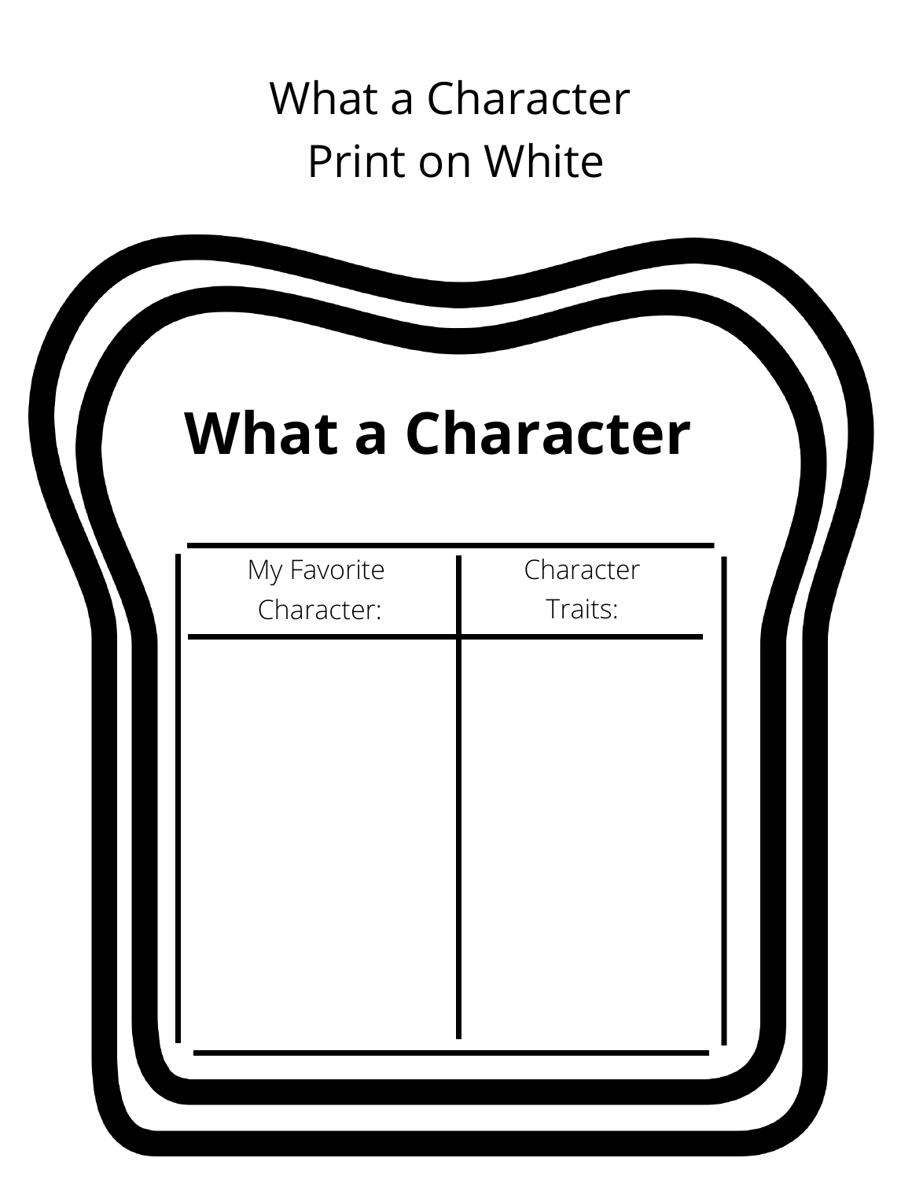What a Character
Print on White

# What a Character

| My Favorite Character: | Character Traits: |
| --- | --- |
| | |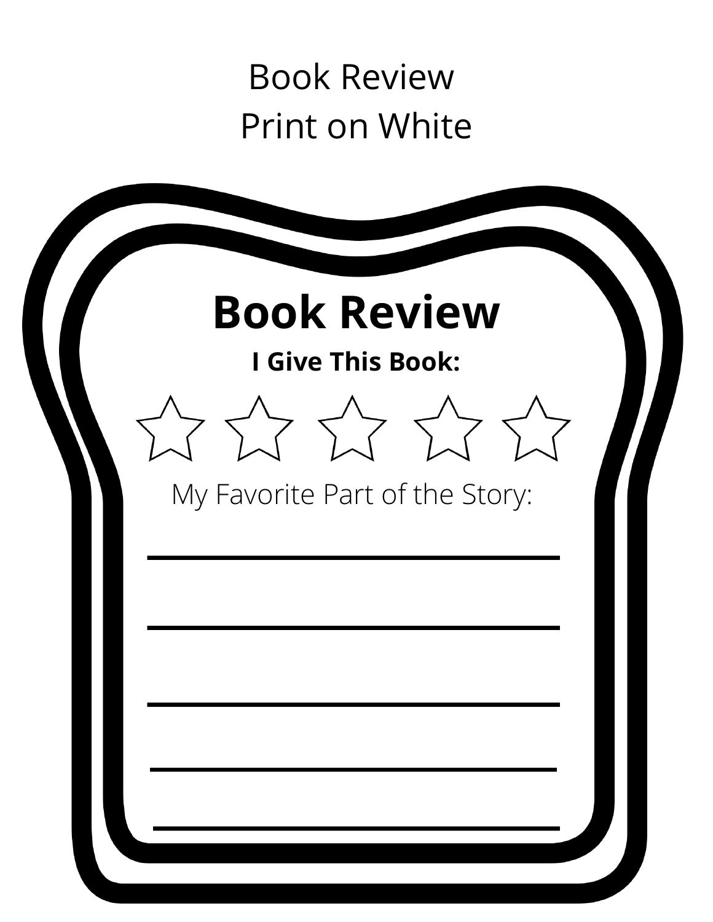Book Review
Print on White

# Book Review

**I Give This Book:**

☆ ☆ ☆ ☆ ☆

My Favorite Part of the Story:

\_\_\_\_\_\_\_\_\_\_\_\_\_\_\_\_\_\_\_\_\_\_\_\_\_\_\_\_\_\_

\_\_\_\_\_\_\_\_\_\_\_\_\_\_\_\_\_\_\_\_\_\_\_\_\_\_\_\_\_\_

\_\_\_\_\_\_\_\_\_\_\_\_\_\_\_\_\_\_\_\_\_\_\_\_\_\_\_\_\_\_

\_\_\_\_\_\_\_\_\_\_\_\_\_\_\_\_\_\_\_\_\_\_\_\_\_\_\_\_\_\_

\_\_\_\_\_\_\_\_\_\_\_\_\_\_\_\_\_\_\_\_\_\_\_\_\_\_\_\_\_\_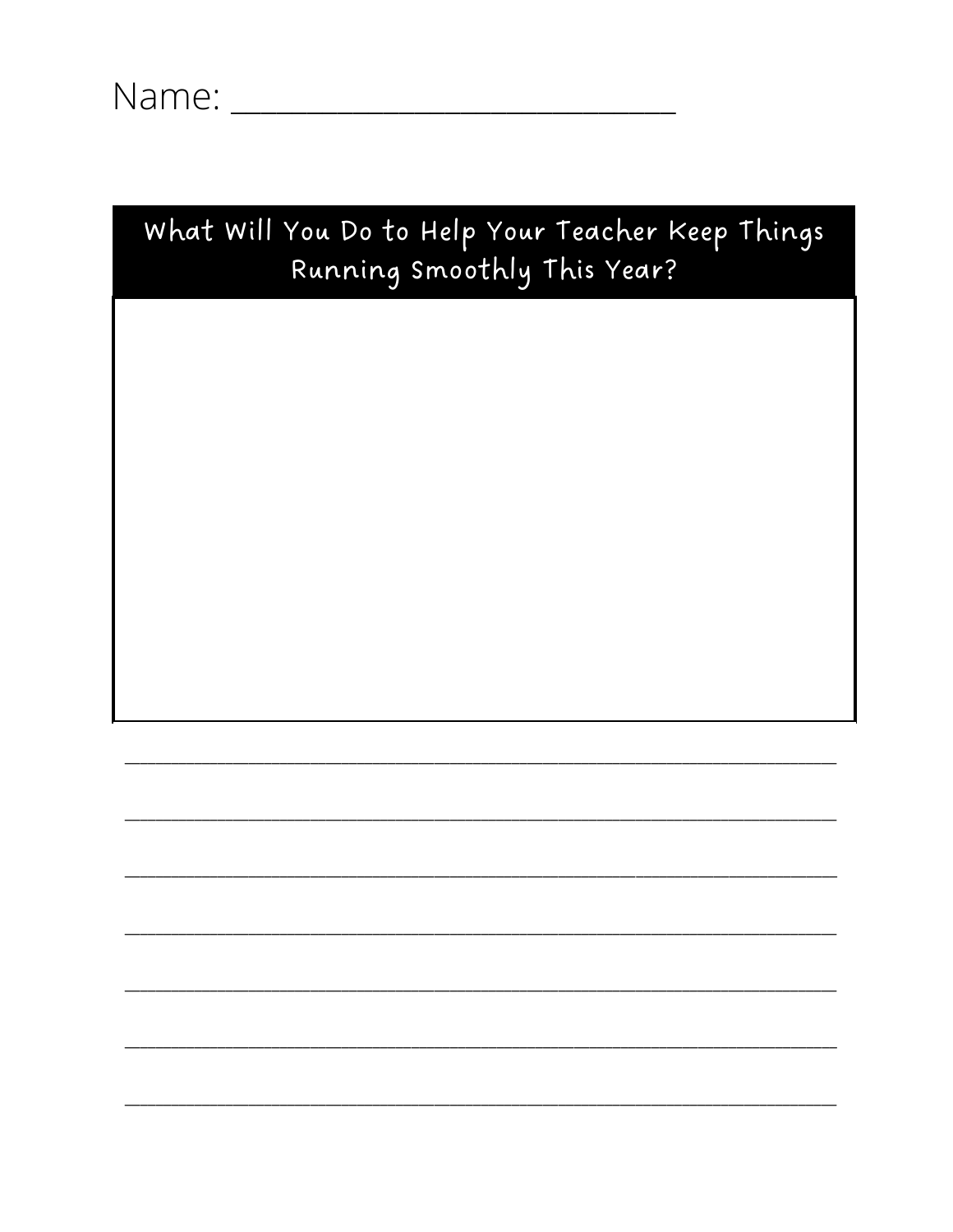Name: ____________________________

## What Will You Do to Help Your Teacher Keep Things Running Smoothly This Year?

______________________________________________________________

______________________________________________________________

______________________________________________________________

______________________________________________________________

______________________________________________________________

______________________________________________________________

______________________________________________________________